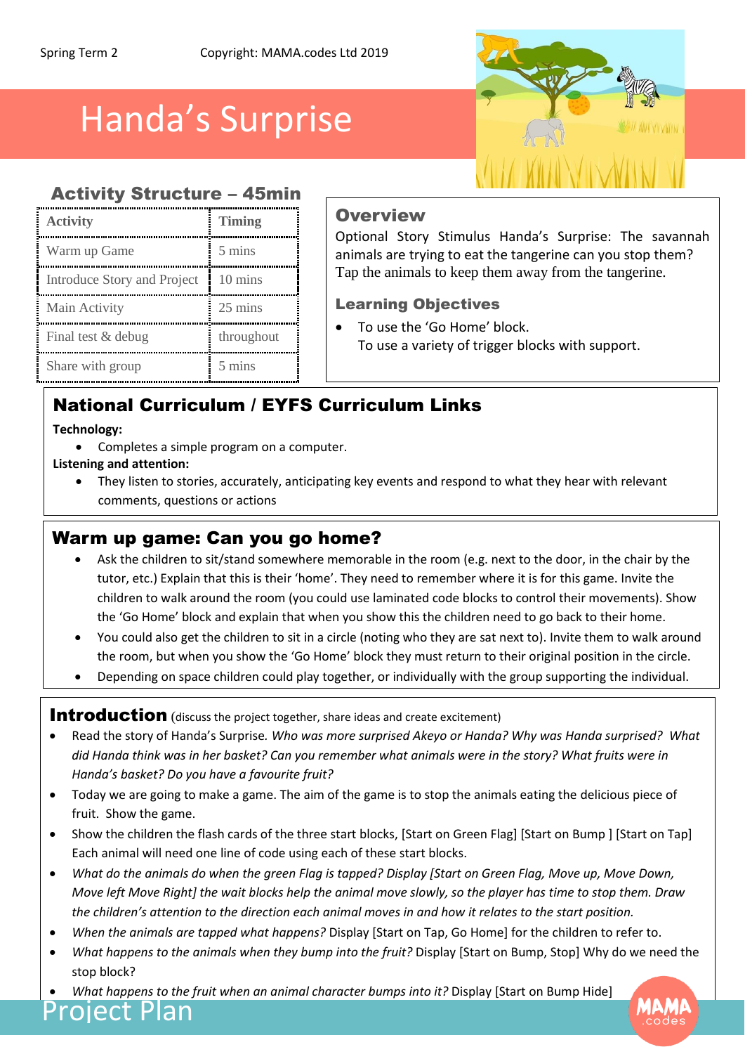Spring Term 2 Copyright: MAMA.codes Ltd 2019

# Handa's Surprise

## Activity Structure – 45min

| Activity | Timing |
|---|---|
| Warm up Game | 5 mins |
| Introduce Story and Project | 10 mins |
| Main Activity | 25 mins |
| Final test & debug | throughout |
| Share with group | 5 mins |

## Overview

Optional Story Stimulus Handa's Surprise: The savannah animals are trying to eat the tangerine can you stop them? Tap the animals to keep them away from the tangerine.

### Learning Objectives

- To use the 'Go Home' block.
  To use a variety of trigger blocks with support.

## National Curriculum / EYFS Curriculum Links

**Technology:**

- Completes a simple program on a computer.

**Listening and attention:**

- They listen to stories, accurately, anticipating key events and respond to what they hear with relevant comments, questions or actions

## Warm up game: Can you go home?

- Ask the children to sit/stand somewhere memorable in the room (e.g. next to the door, in the chair by the tutor, etc.) Explain that this is their 'home'. They need to remember where it is for this game. Invite the children to walk around the room (you could use laminated code blocks to control their movements). Show the 'Go Home' block and explain that when you show this the children need to go back to their home.
- You could also get the children to sit in a circle (noting who they are sat next to). Invite them to walk around the room, but when you show the 'Go Home' block they must return to their original position in the circle.
- Depending on space children could play together, or individually with the group supporting the individual.

## Introduction (discuss the project together, share ideas and create excitement)

- Read the story of Handa's Surprise. *Who was more surprised Akeyo or Handa? Why was Handa surprised? What did Handa think was in her basket? Can you remember what animals were in the story? What fruits were in Handa's basket? Do you have a favourite fruit?*
- Today we are going to make a game. The aim of the game is to stop the animals eating the delicious piece of fruit. Show the game.
- Show the children the flash cards of the three start blocks, [Start on Green Flag] [Start on Bump ] [Start on Tap] Each animal will need one line of code using each of these start blocks.
- *What do the animals do when the green Flag is tapped? Display [Start on Green Flag, Move up, Move Down, Move left Move Right] the wait blocks help the animal move slowly, so the player has time to stop them. Draw the children's attention to the direction each animal moves in and how it relates to the start position.*
- *When the animals are tapped what happens?* Display [Start on Tap, Go Home] for the children to refer to.
- *What happens to the animals when they bump into the fruit?* Display [Start on Bump, Stop] Why do we need the stop block?
- *What happens to the fruit when an animal character bumps into it?* Display [Start on Bump Hide]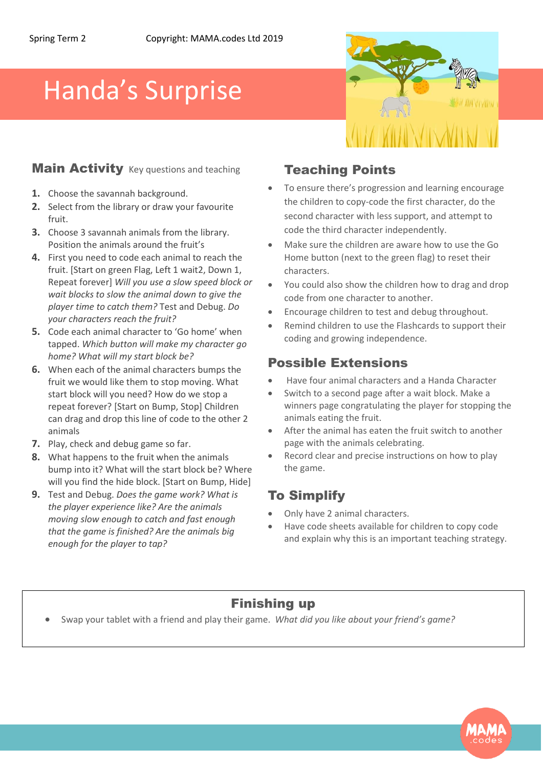Spring Term 2 Copyright: MAMA.codes Ltd 2019

# Handa's Surprise

## Main Activity Key questions and teaching

1. Choose the savannah background.
2. Select from the library or draw your favourite fruit.
3. Choose 3 savannah animals from the library. Position the animals around the fruit's
4. First you need to code each animal to reach the fruit. [Start on green Flag, Left 1 wait2, Down 1, Repeat forever] *Will you use a slow speed block or wait blocks to slow the animal down to give the player time to catch them?* Test and Debug. *Do your characters reach the fruit?*
5. Code each animal character to 'Go home' when tapped. *Which button will make my character go home? What will my start block be?*
6. When each of the animal characters bumps the fruit we would like them to stop moving. What start block will you need? How do we stop a repeat forever? [Start on Bump, Stop] Children can drag and drop this line of code to the other 2 animals
7. Play, check and debug game so far.
8. What happens to the fruit when the animals bump into it? What will the start block be? Where will you find the hide block. [Start on Bump, Hide]
9. Test and Debug. *Does the game work? What is the player experience like? Are the animals moving slow enough to catch and fast enough that the game is finished? Are the animals big enough for the player to tap?*

## Teaching Points

- To ensure there's progression and learning encourage the children to copy-code the first character, do the second character with less support, and attempt to code the third character independently.
- Make sure the children are aware how to use the Go Home button (next to the green flag) to reset their characters.
- You could also show the children how to drag and drop code from one character to another.
- Encourage children to test and debug throughout.
- Remind children to use the Flashcards to support their coding and growing independence.

## Possible Extensions

- Have four animal characters and a Handa Character
- Switch to a second page after a wait block. Make a winners page congratulating the player for stopping the animals eating the fruit.
- After the animal has eaten the fruit switch to another page with the animals celebrating.
- Record clear and precise instructions on how to play the game.

## To Simplify

- Only have 2 animal characters.
- Have code sheets available for children to copy code and explain why this is an important teaching strategy.

## Finishing up

- Swap your tablet with a friend and play their game. *What did you like about your friend's game?*